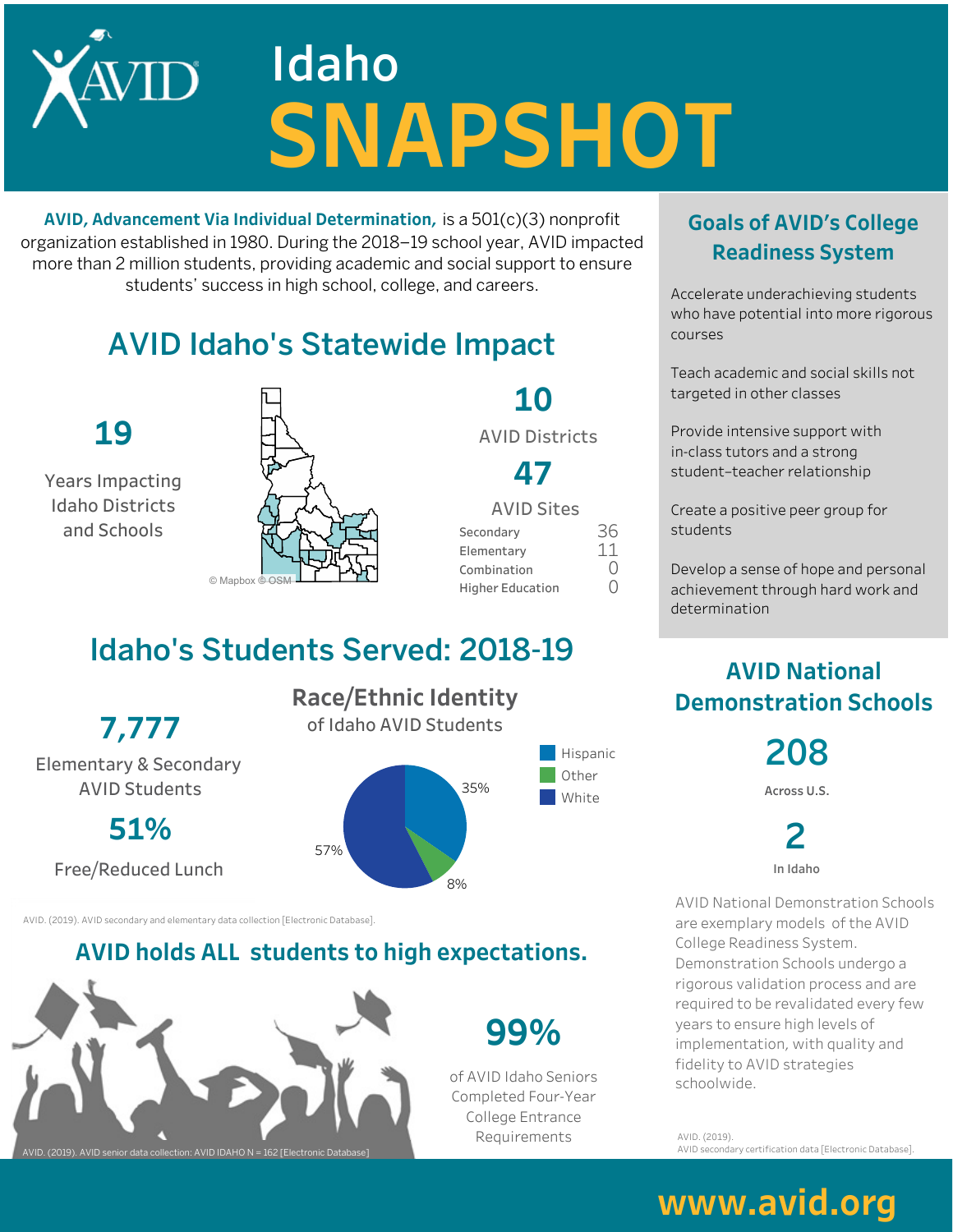# Idaho SNAPSHOT

**AVID, Advancement Via Individual Determination,** is a 501(c)(3) nonprofit organization established in 1980. During the 2018–19 school year, AVID impacted more than 2 million students, providing academic and social support to ensure students' success in high school, college, and careers.

## AVID Idaho's Statewide Impact

**19**

Years Impacting Idaho Districts and Schools

© Mapbox © OSM

**10**

AVID Districts

**47**

AVID Sites

| | |
|---|---|
| Secondary | 36 |
| Elementary | 11 |
| Combination | 0 |
| Higher Education | 0 |

## Idaho's Students Served: 2018-19

**7,777**

Elementary & Secondary AVID Students

**51%**

Free/Reduced Lunch

### Race/Ethnic Identity

of Idaho AVID Students

| Race/Ethnic Identity | Percent |
|---|---|
| Hispanic | 35% |
| Other | 8% |
| White | 57% |

AVID. (2019). AVID secondary and elementary data collection [Electronic Database].

## AVID holds ALL students to high expectations.

**99%**

of AVID Idaho Seniors Completed Four-Year College Entrance Requirements

AVID. (2019). AVID senior data collection: AVID IDAHO N = 162 [Electronic Database]

## Goals of AVID's College Readiness System

Accelerate underachieving students who have potential into more rigorous courses

Teach academic and social skills not targeted in other classes

Provide intensive support with in-class tutors and a strong student–teacher relationship

Create a positive peer group for students

Develop a sense of hope and personal achievement through hard work and determination

## AVID National Demonstration Schools

**208**

Across U.S.

**2**

In Idaho

AVID National Demonstration Schools are exemplary models of the AVID College Readiness System. Demonstration Schools undergo a rigorous validation process and are required to be revalidated every few years to ensure high levels of implementation, with quality and fidelity to AVID strategies schoolwide.

AVID. (2019). AVID secondary certification data [Electronic Database].

www.avid.org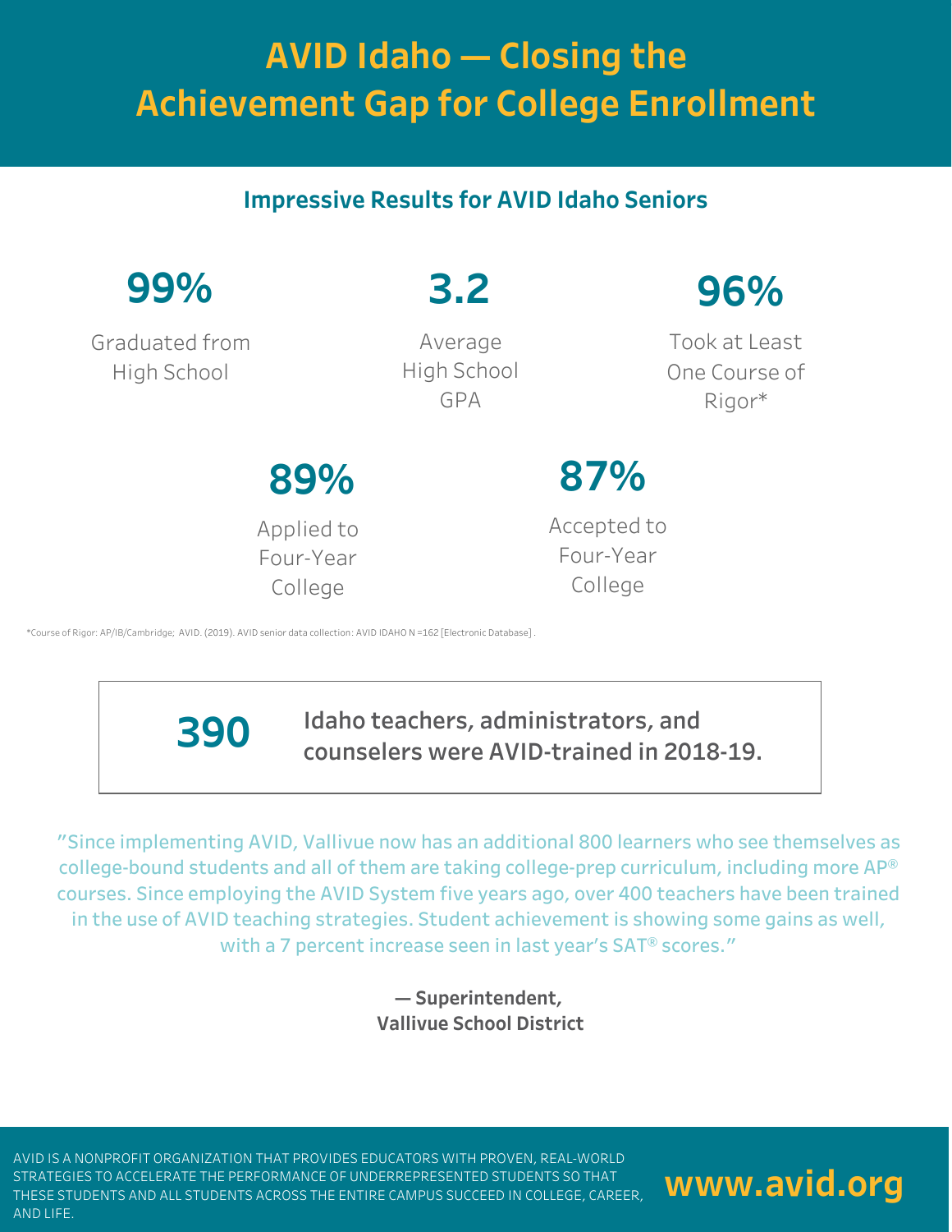# AVID Idaho — Closing the Achievement Gap for College Enrollment

## Impressive Results for AVID Idaho Seniors

**99%**
Graduated from High School

**3.2**
Average High School GPA

**96%**
Took at Least One Course of Rigor*

**89%**
Applied to Four-Year College

**87%**
Accepted to Four-Year College

*Course of Rigor: AP/IB/Cambridge; AVID. (2019). AVID senior data collection: AVID IDAHO N =162 [Electronic Database] .

**390** **Idaho teachers, administrators, and counselers were AVID-trained in 2018-19.**

"Since implementing AVID, Vallivue now has an additional 800 learners who see themselves as college-bound students and all of them are taking college-prep curriculum, including more AP® courses. Since employing the AVID System five years ago, over 400 teachers have been trained in the use of AVID teaching strategies. Student achievement is showing some gains as well, with a 7 percent increase seen in last year's SAT® scores."

**— Superintendent, Vallivue School District**

AVID IS A NONPROFIT ORGANIZATION THAT PROVIDES EDUCATORS WITH PROVEN, REAL-WORLD STRATEGIES TO ACCELERATE THE PERFORMANCE OF UNDERREPRESENTED STUDENTS SO THAT THESE STUDENTS AND ALL STUDENTS ACROSS THE ENTIRE CAMPUS SUCCEED IN COLLEGE, CAREER, AND LIFE.

**www.avid.org**